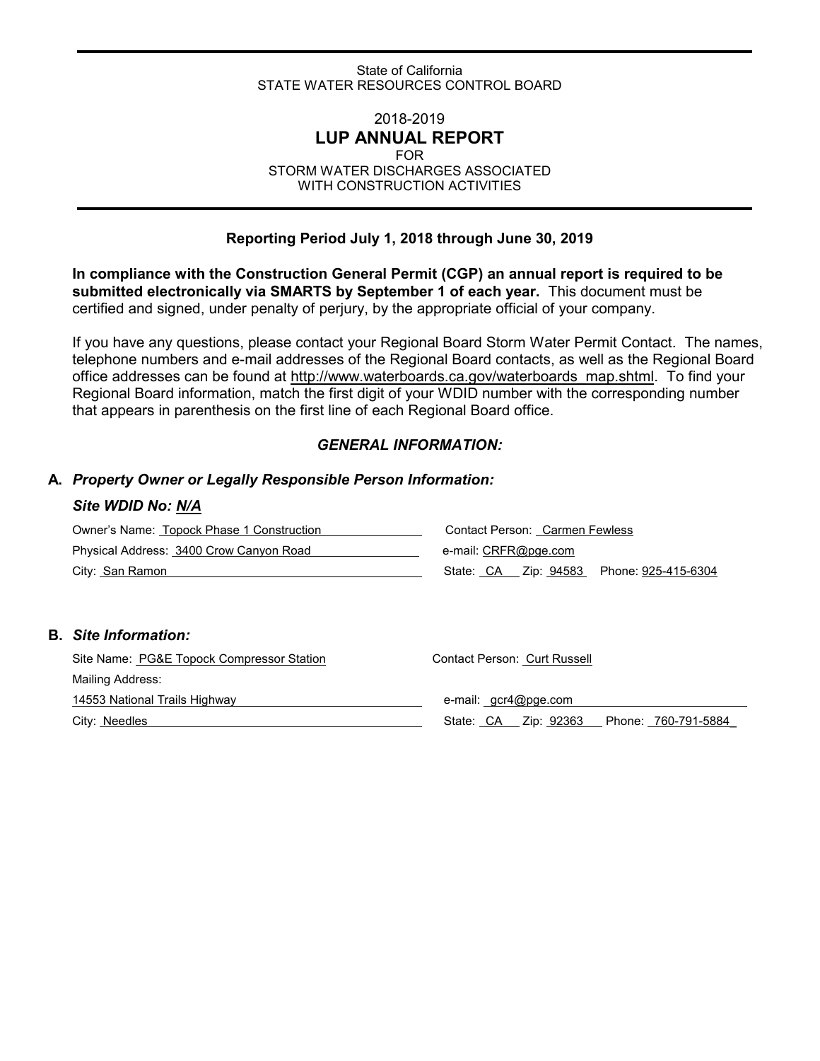State of California
STATE WATER RESOURCES CONTROL BOARD

2018-2019

# LUP ANNUAL REPORT

FOR
STORM WATER DISCHARGES ASSOCIATED
WITH CONSTRUCTION ACTIVITIES

**Reporting Period July 1, 2018 through June 30, 2019**

**In compliance with the Construction General Permit (CGP) an annual report is required to be submitted electronically via SMARTS by September 1 of each year.** This document must be certified and signed, under penalty of perjury, by the appropriate official of your company.

If you have any questions, please contact your Regional Board Storm Water Permit Contact. The names, telephone numbers and e-mail addresses of the Regional Board contacts, as well as the Regional Board office addresses can be found at http://www.waterboards.ca.gov/waterboards_map.shtml. To find your Regional Board information, match the first digit of your WDID number with the corresponding number that appears in parenthesis on the first line of each Regional Board office.

## *GENERAL INFORMATION:*

### A. *Property Owner or Legally Responsible Person Information:*

***Site WDID No: N/A***

Owner's Name: Topock Phase 1 Construction
Contact Person: Carmen Fewless
Physical Address: 3400 Crow Canyon Road
e-mail: CRFR@pge.com
City: San Ramon
State: CA Zip: 94583 Phone: 925-415-6304

### B. *Site Information:*

Site Name: PG&E Topock Compressor Station
Contact Person: Curt Russell
Mailing Address:
14553 National Trails Highway
e-mail: gcr4@pge.com
City: Needles
State: CA Zip: 92363 Phone: 760-791-5884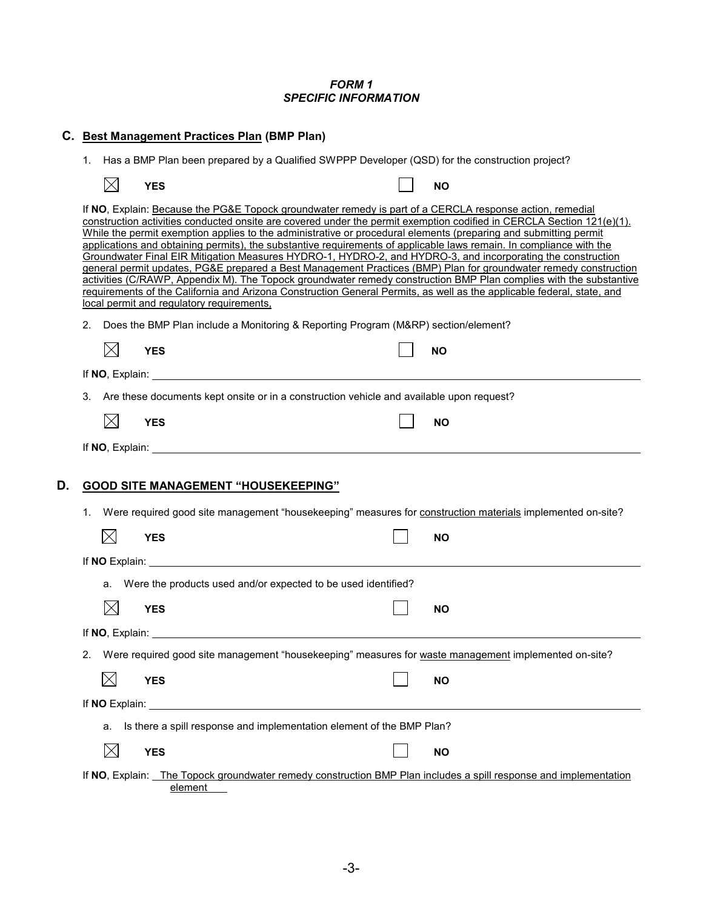***FORM 1***
***SPECIFIC INFORMATION***

## C. Best Management Practices Plan (BMP Plan)

1. Has a BMP Plan been prepared by a Qualified SWPPP Developer (QSD) for the construction project?

☒ **YES** ☐ **NO**

If **NO**, Explain: Because the PG&E Topock groundwater remedy is part of a CERCLA response action, remedial construction activities conducted onsite are covered under the permit exemption codified in CERCLA Section 121(e)(1). While the permit exemption applies to the administrative or procedural elements (preparing and submitting permit applications and obtaining permits), the substantive requirements of applicable laws remain. In compliance with the Groundwater Final EIR Mitigation Measures HYDRO-1, HYDRO-2, and HYDRO-3, and incorporating the construction general permit updates, PG&E prepared a Best Management Practices (BMP) Plan for groundwater remedy construction activities (C/RAWP, Appendix M). The Topock groundwater remedy construction BMP Plan complies with the substantive requirements of the California and Arizona Construction General Permits, as well as the applicable federal, state, and local permit and regulatory requirements,

2. Does the BMP Plan include a Monitoring & Reporting Program (M&RP) section/element?

☒ **YES** ☐ **NO**

If **NO**, Explain: \_\_\_\_\_\_\_\_\_\_\_\_\_\_\_\_\_\_\_\_

3. Are these documents kept onsite or in a construction vehicle and available upon request?

☒ **YES** ☐ **NO**

If **NO**, Explain: \_\_\_\_\_\_\_\_\_\_\_\_\_\_\_\_\_\_\_\_

## D. GOOD SITE MANAGEMENT "HOUSEKEEPING"

1. Were required good site management "housekeeping" measures for construction materials implemented on-site?

☒ **YES** ☐ **NO**

If **NO** Explain: \_\_\_\_\_\_\_\_\_\_\_\_\_\_\_\_\_\_\_\_

a. Were the products used and/or expected to be used identified?

☒ **YES** ☐ **NO**

If **NO**, Explain: \_\_\_\_\_\_\_\_\_\_\_\_\_\_\_\_\_\_\_\_

2. Were required good site management "housekeeping" measures for waste management implemented on-site?

☒ **YES** ☐ **NO**

If **NO** Explain: \_\_\_\_\_\_\_\_\_\_\_\_\_\_\_\_\_\_\_\_

a. Is there a spill response and implementation element of the BMP Plan?

☒ **YES** ☐ **NO**

If **NO**, Explain: The Topock groundwater remedy construction BMP Plan includes a spill response and implementation element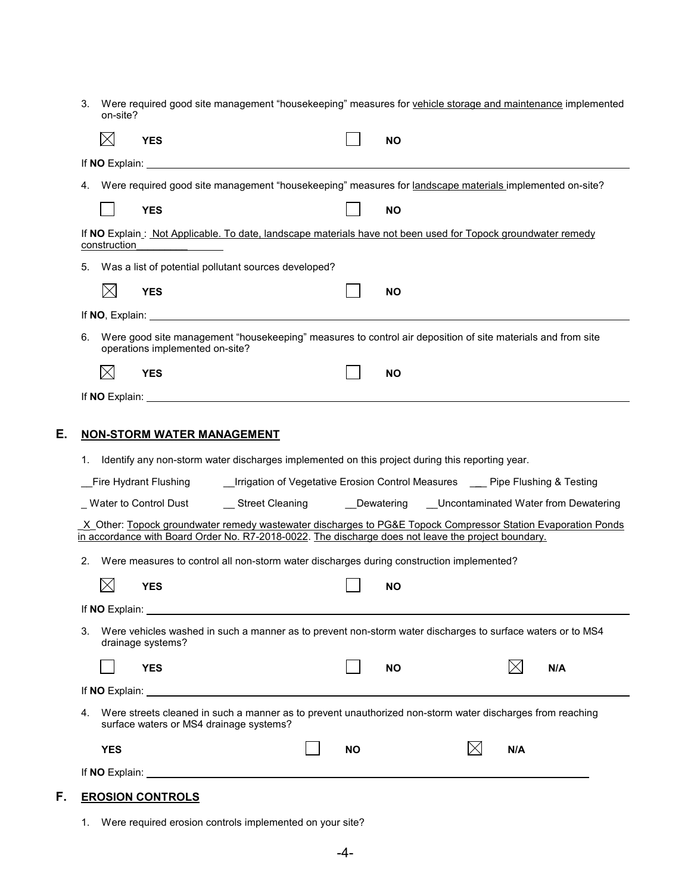3. Were required good site management "housekeeping" measures for vehicle storage and maintenance implemented on-site?

☒ **YES** ☐ **NO**

If **NO** Explain:

4. Were required good site management "housekeeping" measures for landscape materials implemented on-site?

☐ **YES** ☐ **NO**

If **NO** Explain: Not Applicable. To date, landscape materials have not been used for Topock groundwater remedy construction

5. Was a list of potential pollutant sources developed?

☒ **YES** ☐ **NO**

If **NO**, Explain:

6. Were good site management "housekeeping" measures to control air deposition of site materials and from site operations implemented on-site?

☒ **YES** ☐ **NO**

If **NO** Explain:

## E. NON-STORM WATER MANAGEMENT

1. Identify any non-storm water discharges implemented on this project during this reporting year.

__Fire Hydrant Flushing __Irrigation of Vegetative Erosion Control Measures ___ Pipe Flushing & Testing

_ Water to Control Dust __ Street Cleaning __Dewatering __Uncontaminated Water from Dewatering

_X_Other: Topock groundwater remedy wastewater discharges to PG&E Topock Compressor Station Evaporation Ponds in accordance with Board Order No. R7-2018-0022. The discharge does not leave the project boundary.

2. Were measures to control all non-storm water discharges during construction implemented?

☒ **YES** ☐ **NO**

If **NO** Explain:

3. Were vehicles washed in such a manner as to prevent non-storm water discharges to surface waters or to MS4 drainage systems?

☐ **YES** ☐ **NO** ☒ **N/A**

If **NO** Explain:

4. Were streets cleaned in such a manner as to prevent unauthorized non-storm water discharges from reaching surface waters or MS4 drainage systems?

**YES** ☐ **NO** ☒ **N/A**

If **NO** Explain:

## F. EROSION CONTROLS

1. Were required erosion controls implemented on your site?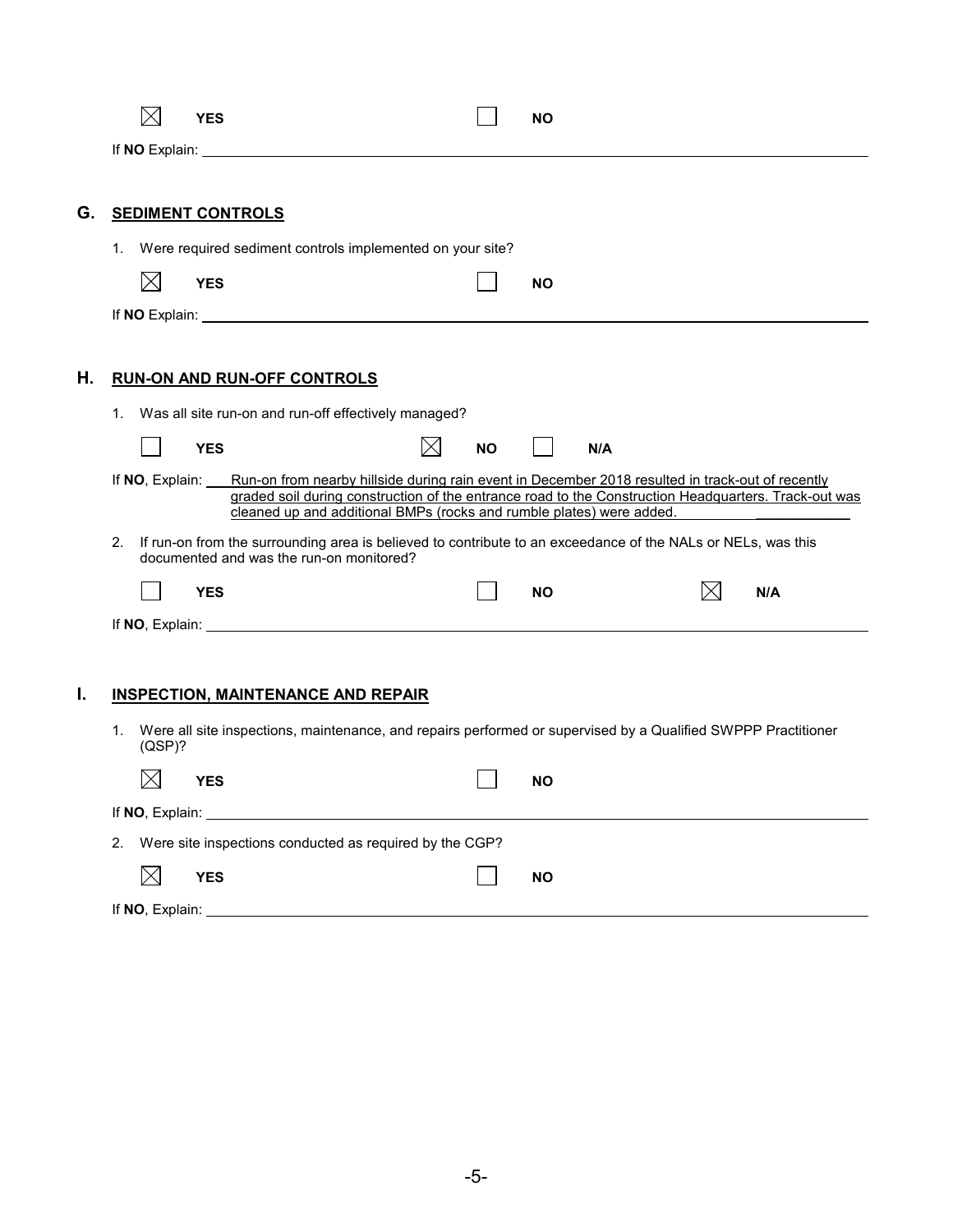☒ **YES** ☐ **NO**

If **NO** Explain:

## G. SEDIMENT CONTROLS

1. Were required sediment controls implemented on your site?

☒ **YES** ☐ **NO**

If **NO** Explain:

## H. RUN-ON AND RUN-OFF CONTROLS

1. Was all site run-on and run-off effectively managed?

☐ **YES** ☒ **NO** ☐ **N/A**

If **NO**, Explain: Run-on from nearby hillside during rain event in December 2018 resulted in track-out of recently graded soil during construction of the entrance road to the Construction Headquarters. Track-out was cleaned up and additional BMPs (rocks and rumble plates) were added.

2. If run-on from the surrounding area is believed to contribute to an exceedance of the NALs or NELs, was this documented and was the run-on monitored?

☐ **YES** ☐ **NO** ☒ **N/A**

If **NO**, Explain:

## I. INSPECTION, MAINTENANCE AND REPAIR

1. Were all site inspections, maintenance, and repairs performed or supervised by a Qualified SWPPP Practitioner (QSP)?

☒ **YES** ☐ **NO**

If **NO**, Explain:

2. Were site inspections conducted as required by the CGP?

☒ **YES** ☐ **NO**

If **NO**, Explain: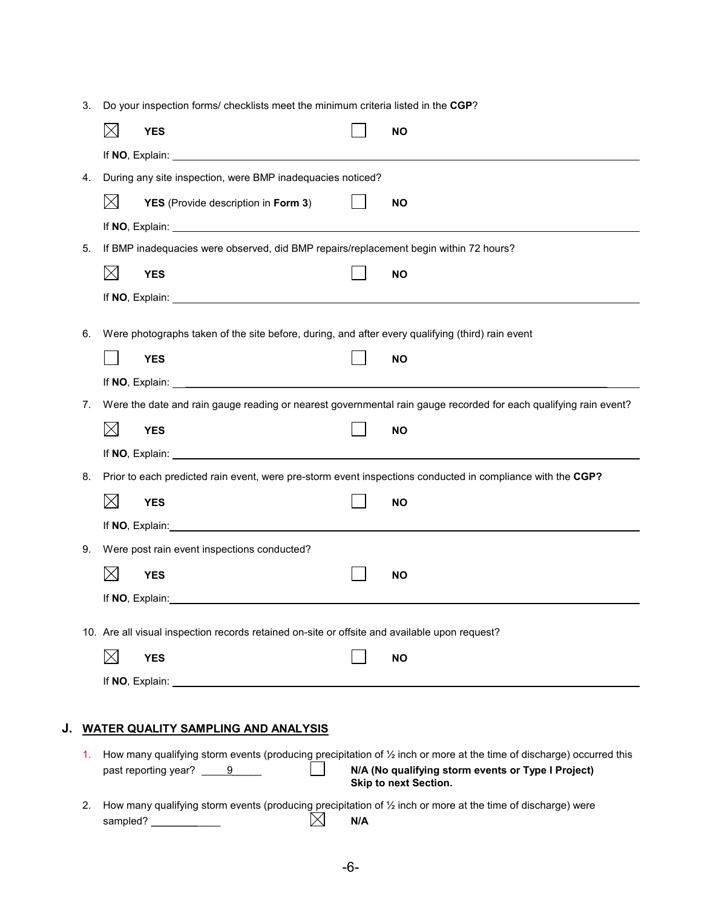3. Do your inspection forms/ checklists meet the minimum criteria listed in the **CGP**?

   ☒ **YES** ☐ **NO**

   If **NO**, Explain: ______________________________

4. During any site inspection, were BMP inadequacies noticed?

   ☒ **YES** (Provide description in **Form 3**) ☐ **NO**

   If **NO**, Explain: ______________________________

5. If BMP inadequacies were observed, did BMP repairs/replacement begin within 72 hours?

   ☒ **YES** ☐ **NO**

   If **NO**, Explain: ______________________________

6. Were photographs taken of the site before, during, and after every qualifying (third) rain event

   ☐ **YES** ☐ **NO**

   If **NO**, Explain: ______________________________

7. Were the date and rain gauge reading or nearest governmental rain gauge recorded for each qualifying rain event?

   ☒ **YES** ☐ **NO**

   If **NO**, Explain: ______________________________

8. Prior to each predicted rain event, were pre-storm event inspections conducted in compliance with the **CGP?**

   ☒ **YES** ☐ **NO**

   If **NO**, Explain: ______________________________

9. Were post rain event inspections conducted?

   ☒ **YES** ☐ **NO**

   If **NO**, Explain: ______________________________

10. Are all visual inspection records retained on-site or offsite and available upon request?

    ☒ **YES** ☐ **NO**

    If **NO**, Explain: ______________________________

## J. WATER QUALITY SAMPLING AND ANALYSIS

1. How many qualifying storm events (producing precipitation of ½ inch or more at the time of discharge) occurred this past reporting year? ____9____ ☐ **N/A (No qualifying storm events or Type I Project) Skip to next Section.**

2. How many qualifying storm events (producing precipitation of ½ inch or more at the time of discharge) were sampled? ______________ ☒ **N/A**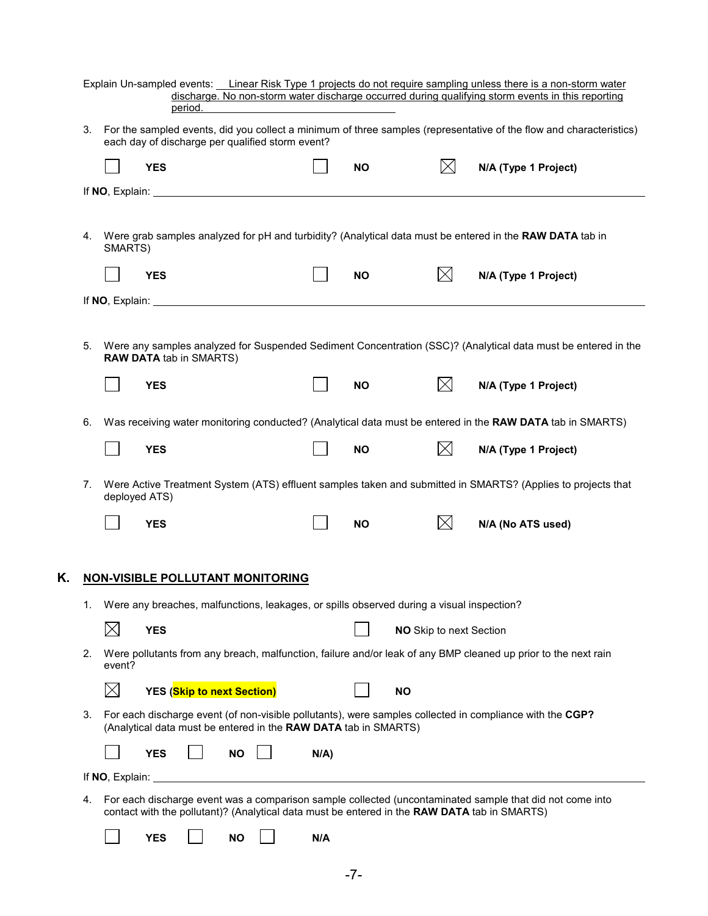Explain Un-sampled events: Linear Risk Type 1 projects do not require sampling unless there is a non-storm water discharge. No non-storm water discharge occurred during qualifying storm events in this reporting period.

3. For the sampled events, did you collect a minimum of three samples (representative of the flow and characteristics) each day of discharge per qualified storm event?

   ☐ **YES** ☐ **NO** ☒ **N/A (Type 1 Project)**

If **NO**, Explain: ____________________

4. Were grab samples analyzed for pH and turbidity? (Analytical data must be entered in the **RAW DATA** tab in SMARTS)

   ☐ **YES** ☐ **NO** ☒ **N/A (Type 1 Project)**

If **NO**, Explain: ____________________

5. Were any samples analyzed for Suspended Sediment Concentration (SSC)? (Analytical data must be entered in the **RAW DATA** tab in SMARTS)

   ☐ **YES** ☐ **NO** ☒ **N/A (Type 1 Project)**

6. Was receiving water monitoring conducted? (Analytical data must be entered in the **RAW DATA** tab in SMARTS)

   ☐ **YES** ☐ **NO** ☒ **N/A (Type 1 Project)**

7. Were Active Treatment System (ATS) effluent samples taken and submitted in SMARTS? (Applies to projects that deployed ATS)

   ☐ **YES** ☐ **NO** ☒ **N/A (No ATS used)**

## K. NON-VISIBLE POLLUTANT MONITORING

1. Were any breaches, malfunctions, leakages, or spills observed during a visual inspection?

   ☒ **YES** ☐ **NO** Skip to next Section

2. Were pollutants from any breach, malfunction, failure and/or leak of any BMP cleaned up prior to the next rain event?

   ☒ **YES (Skip to next Section)** ☐ **NO**

3. For each discharge event (of non-visible pollutants), were samples collected in compliance with the **CGP?** (Analytical data must be entered in the **RAW DATA** tab in SMARTS)

   ☐ **YES** ☐ **NO** ☐ **N/A)**

If **NO**, Explain: ____________________

4. For each discharge event was a comparison sample collected (uncontaminated sample that did not come into contact with the pollutant)? (Analytical data must be entered in the **RAW DATA** tab in SMARTS)

   ☐ **YES** ☐ **NO** ☐ **N/A**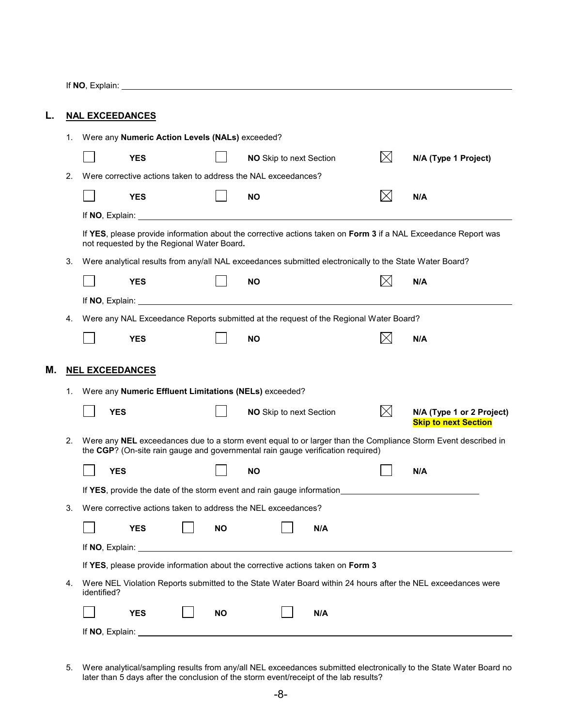If **NO**, Explain: ______________________________________________________________

## L. NAL EXCEEDANCES

1. Were any **Numeric Action Levels (NALs)** exceeded?

   ☐ **YES** ☐ **NO** Skip to next Section ☒ **N/A (Type 1 Project)**

2. Were corrective actions taken to address the NAL exceedances?

   ☐ **YES** ☐ **NO** ☒ **N/A**

   If **NO**, Explain: ______________________________________________________________

   If **YES**, please provide information about the corrective actions taken on **Form 3** if a NAL Exceedance Report was not requested by the Regional Water Board**.**

3. Were analytical results from any/all NAL exceedances submitted electronically to the State Water Board?

   ☐ **YES** ☐ **NO** ☒ **N/A**

   If **NO**, Explain: ______________________________________________________________

4. Were any NAL Exceedance Reports submitted at the request of the Regional Water Board?

   ☐ **YES** ☐ **NO** ☒ **N/A**

## M. NEL EXCEEDANCES

1. Were any **Numeric Effluent Limitations (NELs)** exceeded?

   ☐ **YES** ☐ **NO** Skip to next Section ☒ **N/A (Type 1 or 2 Project) Skip to next Section**

2. Were any **NEL** exceedances due to a storm event equal to or larger than the Compliance Storm Event described in the **CGP**? (On-site rain gauge and governmental rain gauge verification required)

   ☐ **YES** ☐ **NO** ☐ **N/A**

   If **YES**, provide the date of the storm event and rain gauge information______________________________

3. Were corrective actions taken to address the NEL exceedances?

   ☐ **YES** ☐ **NO** ☐ **N/A**

   If **NO**, Explain: ______________________________________________________________

   If **YES**, please provide information about the corrective actions taken on **Form 3**

4. Were NEL Violation Reports submitted to the State Water Board within 24 hours after the NEL exceedances were identified?

   ☐ **YES** ☐ **NO** ☐ **N/A**

   If **NO**, Explain: ______________________________________________________________

5. Were analytical/sampling results from any/all NEL exceedances submitted electronically to the State Water Board no later than 5 days after the conclusion of the storm event/receipt of the lab results?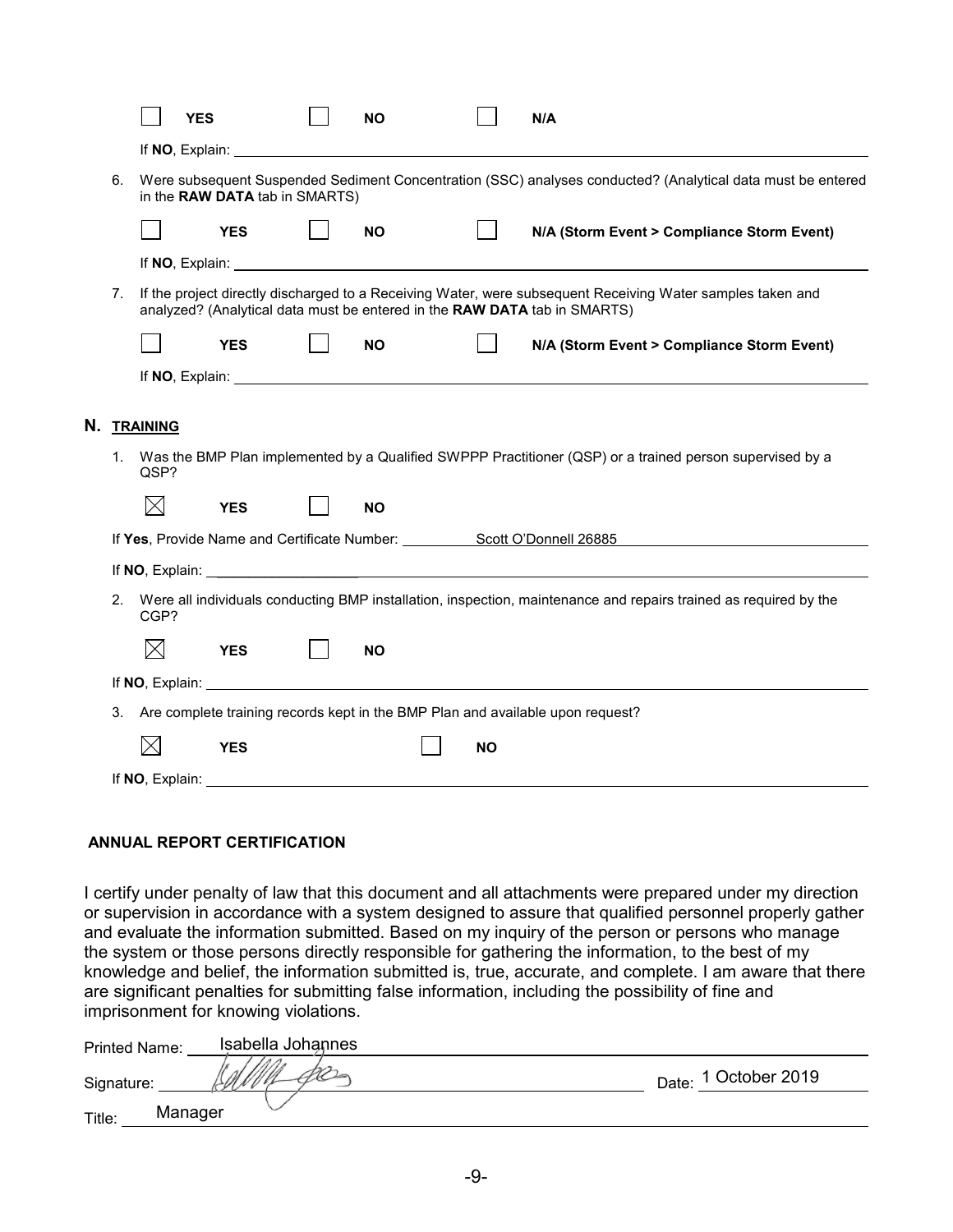☐ **YES** ☐ **NO** ☐ **N/A**

If **NO**, Explain: \_\_\_\_\_\_\_\_\_\_\_\_\_\_\_\_\_\_\_\_\_\_\_\_\_\_\_\_\_\_\_\_\_\_\_\_\_\_\_\_\_\_\_\_\_\_\_\_\_\_\_\_\_\_\_\_\_\_\_\_\_

6. Were subsequent Suspended Sediment Concentration (SSC) analyses conducted? (Analytical data must be entered in the **RAW DATA** tab in SMARTS)

   ☐ **YES** ☐ **NO** ☐ **N/A (Storm Event > Compliance Storm Event)**

   If **NO**, Explain: \_\_\_\_\_\_\_\_\_\_\_\_\_\_\_\_\_\_\_\_\_\_\_\_\_\_\_\_\_\_\_\_\_\_\_\_\_\_\_\_\_\_\_\_\_\_\_\_\_\_\_\_\_\_\_\_\_\_\_\_\_

7. If the project directly discharged to a Receiving Water, were subsequent Receiving Water samples taken and analyzed? (Analytical data must be entered in the **RAW DATA** tab in SMARTS)

   ☐ **YES** ☐ **NO** ☐ **N/A (Storm Event > Compliance Storm Event)**

   If **NO**, Explain: \_\_\_\_\_\_\_\_\_\_\_\_\_\_\_\_\_\_\_\_\_\_\_\_\_\_\_\_\_\_\_\_\_\_\_\_\_\_\_\_\_\_\_\_\_\_\_\_\_\_\_\_\_\_\_\_\_\_\_\_\_

## N. TRAINING

1. Was the BMP Plan implemented by a Qualified SWPPP Practitioner (QSP) or a trained person supervised by a QSP?

   ☒ **YES** ☐ **NO**

   If **Yes**, Provide Name and Certificate Number: Scott O'Donnell 26885

   If **NO**, Explain: \_\_\_\_\_\_\_\_\_\_\_\_\_\_\_\_\_\_\_\_\_\_\_\_\_\_\_\_\_\_\_\_\_\_\_\_\_\_\_\_\_\_\_\_\_\_\_\_\_\_\_\_\_\_\_\_\_\_\_\_\_

2. Were all individuals conducting BMP installation, inspection, maintenance and repairs trained as required by the CGP?

   ☒ **YES** ☐ **NO**

   If **NO**, Explain: \_\_\_\_\_\_\_\_\_\_\_\_\_\_\_\_\_\_\_\_\_\_\_\_\_\_\_\_\_\_\_\_\_\_\_\_\_\_\_\_\_\_\_\_\_\_\_\_\_\_\_\_\_\_\_\_\_\_\_\_\_

3. Are complete training records kept in the BMP Plan and available upon request?

   ☒ **YES** ☐ **NO**

   If **NO**, Explain: \_\_\_\_\_\_\_\_\_\_\_\_\_\_\_\_\_\_\_\_\_\_\_\_\_\_\_\_\_\_\_\_\_\_\_\_\_\_\_\_\_\_\_\_\_\_\_\_\_\_\_\_\_\_\_\_\_\_\_\_\_

**ANNUAL REPORT CERTIFICATION**

I certify under penalty of law that this document and all attachments were prepared under my direction or supervision in accordance with a system designed to assure that qualified personnel properly gather and evaluate the information submitted. Based on my inquiry of the person or persons who manage the system or those persons directly responsible for gathering the information, to the best of my knowledge and belief, the information submitted is, true, accurate, and complete. I am aware that there are significant penalties for submitting false information, including the possibility of fine and imprisonment for knowing violations.

Printed Name: Isabella Johannes

Signature: \_\_\_\_\_\_\_\_\_\_\_\_\_\_\_\_\_\_\_\_ Date: 1 October 2019

Title: Manager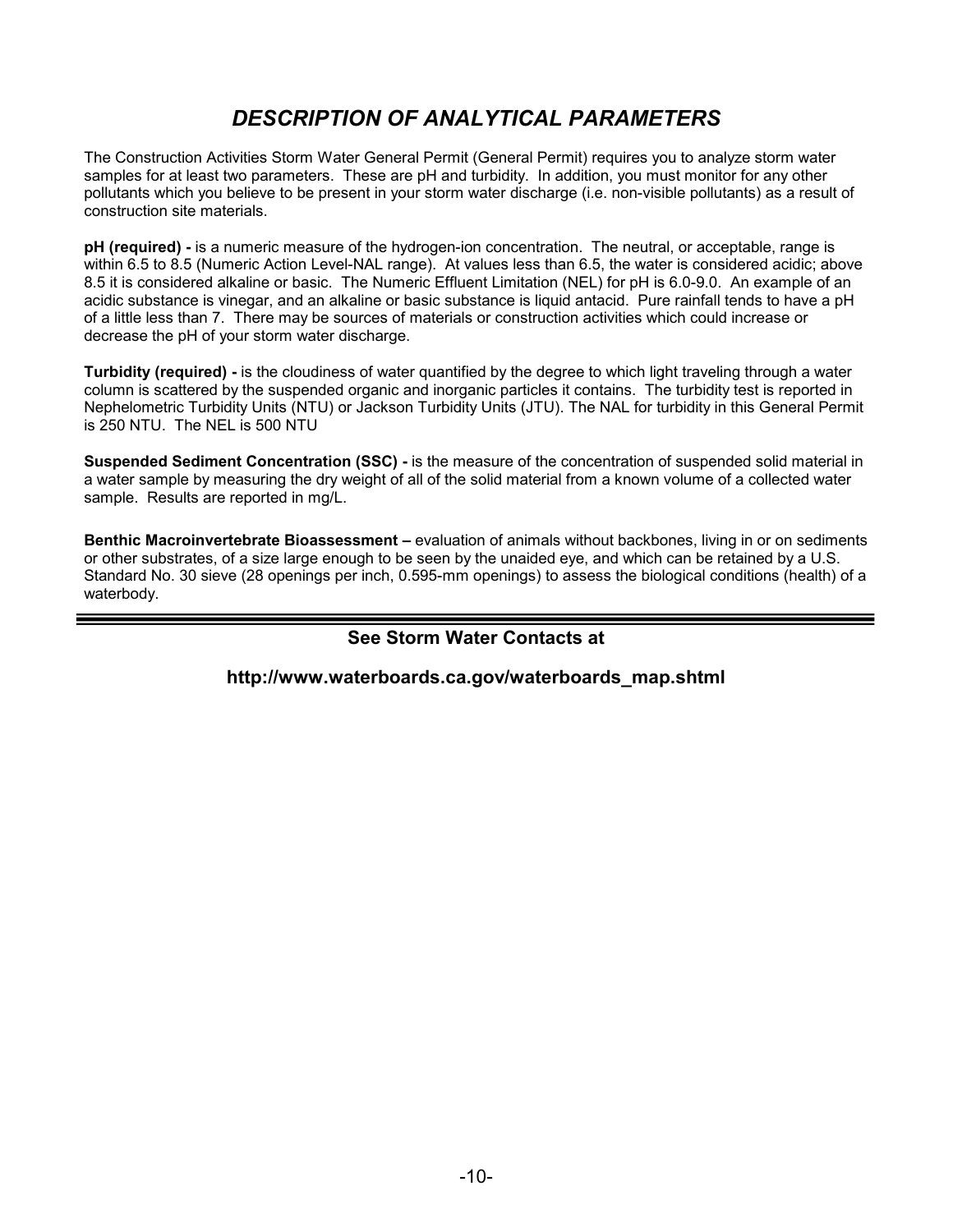# *DESCRIPTION OF ANALYTICAL PARAMETERS*

The Construction Activities Storm Water General Permit (General Permit) requires you to analyze storm water samples for at least two parameters. These are pH and turbidity. In addition, you must monitor for any other pollutants which you believe to be present in your storm water discharge (i.e. non-visible pollutants) as a result of construction site materials.

**pH (required) -** is a numeric measure of the hydrogen-ion concentration. The neutral, or acceptable, range is within 6.5 to 8.5 (Numeric Action Level-NAL range). At values less than 6.5, the water is considered acidic; above 8.5 it is considered alkaline or basic. The Numeric Effluent Limitation (NEL) for pH is 6.0-9.0. An example of an acidic substance is vinegar, and an alkaline or basic substance is liquid antacid. Pure rainfall tends to have a pH of a little less than 7. There may be sources of materials or construction activities which could increase or decrease the pH of your storm water discharge.

**Turbidity (required) -** is the cloudiness of water quantified by the degree to which light traveling through a water column is scattered by the suspended organic and inorganic particles it contains. The turbidity test is reported in Nephelometric Turbidity Units (NTU) or Jackson Turbidity Units (JTU). The NAL for turbidity in this General Permit is 250 NTU. The NEL is 500 NTU

**Suspended Sediment Concentration (SSC) -** is the measure of the concentration of suspended solid material in a water sample by measuring the dry weight of all of the solid material from a known volume of a collected water sample. Results are reported in mg/L.

**Benthic Macroinvertebrate Bioassessment –** evaluation of animals without backbones, living in or on sediments or other substrates, of a size large enough to be seen by the unaided eye, and which can be retained by a U.S. Standard No. 30 sieve (28 openings per inch, 0.595-mm openings) to assess the biological conditions (health) of a waterbody.

---

## See Storm Water Contacts at

## http://www.waterboards.ca.gov/waterboards_map.shtml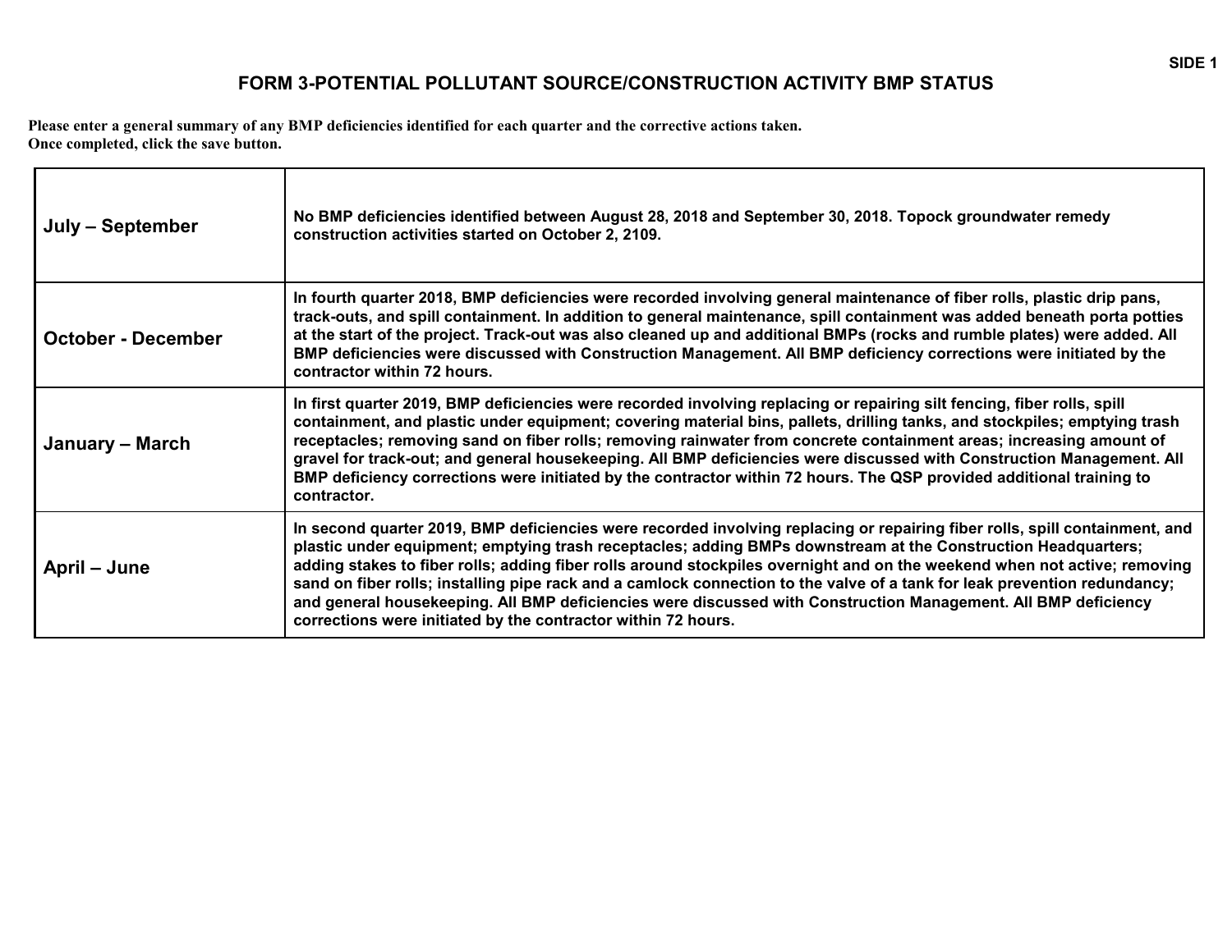# FORM 3-POTENTIAL POLLUTANT SOURCE/CONSTRUCTION ACTIVITY BMP STATUS

**Please enter a general summary of any BMP deficiencies identified for each quarter and the corrective actions taken.**
**Once completed, click the save button.**

| | |
|---|---|
| **July – September** | **No BMP deficiencies identified between August 28, 2018 and September 30, 2018. Topock groundwater remedy construction activities started on October 2, 2109.** |
| **October - December** | **In fourth quarter 2018, BMP deficiencies were recorded involving general maintenance of fiber rolls, plastic drip pans, track-outs, and spill containment. In addition to general maintenance, spill containment was added beneath porta potties at the start of the project. Track-out was also cleaned up and additional BMPs (rocks and rumble plates) were added. All BMP deficiencies were discussed with Construction Management. All BMP deficiency corrections were initiated by the contractor within 72 hours.** |
| **January – March** | **In first quarter 2019, BMP deficiencies were recorded involving replacing or repairing silt fencing, fiber rolls, spill containment, and plastic under equipment; covering material bins, pallets, drilling tanks, and stockpiles; emptying trash receptacles; removing sand on fiber rolls; removing rainwater from concrete containment areas; increasing amount of gravel for track-out; and general housekeeping. All BMP deficiencies were discussed with Construction Management. All BMP deficiency corrections were initiated by the contractor within 72 hours. The QSP provided additional training to contractor.** |
| **April – June** | **In second quarter 2019, BMP deficiencies were recorded involving replacing or repairing fiber rolls, spill containment, and plastic under equipment; emptying trash receptacles; adding BMPs downstream at the Construction Headquarters; adding stakes to fiber rolls; adding fiber rolls around stockpiles overnight and on the weekend when not active; removing sand on fiber rolls; installing pipe rack and a camlock connection to the valve of a tank for leak prevention redundancy; and general housekeeping. All BMP deficiencies were discussed with Construction Management. All BMP deficiency corrections were initiated by the contractor within 72 hours.** |